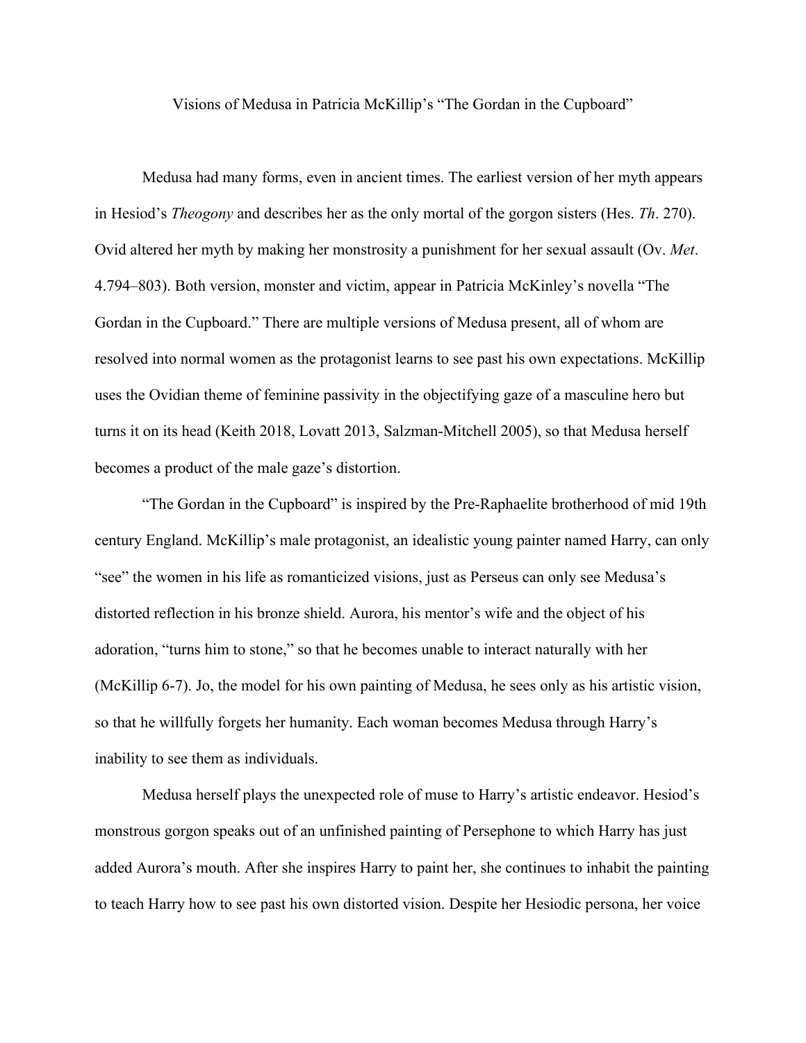Visions of Medusa in Patricia McKillip's "The Gordan in the Cupboard"

Medusa had many forms, even in ancient times. The earliest version of her myth appears in Hesiod's *Theogony* and describes her as the only mortal of the gorgon sisters (Hes. *Th*. 270). Ovid altered her myth by making her monstrosity a punishment for her sexual assault (Ov. *Met*. 4.794–803). Both version, monster and victim, appear in Patricia McKinley's novella "The Gordan in the Cupboard." There are multiple versions of Medusa present, all of whom are resolved into normal women as the protagonist learns to see past his own expectations. McKillip uses the Ovidian theme of feminine passivity in the objectifying gaze of a masculine hero but turns it on its head (Keith 2018, Lovatt 2013, Salzman-Mitchell 2005), so that Medusa herself becomes a product of the male gaze's distortion.

"The Gordan in the Cupboard" is inspired by the Pre-Raphaelite brotherhood of mid 19th century England. McKillip's male protagonist, an idealistic young painter named Harry, can only "see" the women in his life as romanticized visions, just as Perseus can only see Medusa's distorted reflection in his bronze shield. Aurora, his mentor's wife and the object of his adoration, "turns him to stone," so that he becomes unable to interact naturally with her (McKillip 6-7). Jo, the model for his own painting of Medusa, he sees only as his artistic vision, so that he willfully forgets her humanity. Each woman becomes Medusa through Harry's inability to see them as individuals.

Medusa herself plays the unexpected role of muse to Harry's artistic endeavor. Hesiod's monstrous gorgon speaks out of an unfinished painting of Persephone to which Harry has just added Aurora's mouth. After she inspires Harry to paint her, she continues to inhabit the painting to teach Harry how to see past his own distorted vision. Despite her Hesiodic persona, her voice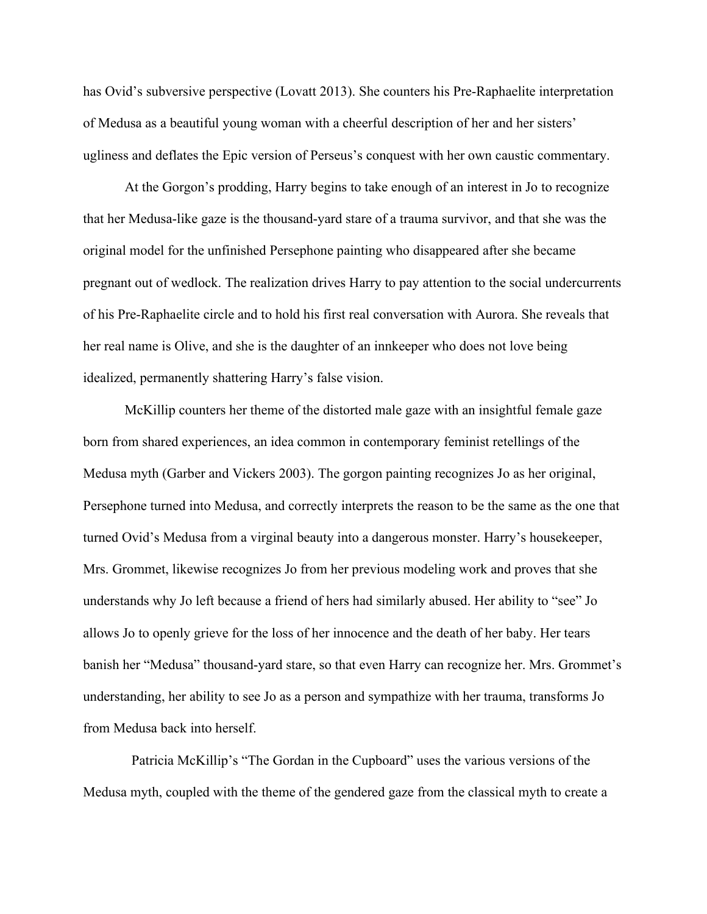has Ovid's subversive perspective (Lovatt 2013). She counters his Pre-Raphaelite interpretation of Medusa as a beautiful young woman with a cheerful description of her and her sisters' ugliness and deflates the Epic version of Perseus's conquest with her own caustic commentary.

At the Gorgon's prodding, Harry begins to take enough of an interest in Jo to recognize that her Medusa-like gaze is the thousand-yard stare of a trauma survivor, and that she was the original model for the unfinished Persephone painting who disappeared after she became pregnant out of wedlock. The realization drives Harry to pay attention to the social undercurrents of his Pre-Raphaelite circle and to hold his first real conversation with Aurora. She reveals that her real name is Olive, and she is the daughter of an innkeeper who does not love being idealized, permanently shattering Harry's false vision.

McKillip counters her theme of the distorted male gaze with an insightful female gaze born from shared experiences, an idea common in contemporary feminist retellings of the Medusa myth (Garber and Vickers 2003). The gorgon painting recognizes Jo as her original, Persephone turned into Medusa, and correctly interprets the reason to be the same as the one that turned Ovid's Medusa from a virginal beauty into a dangerous monster. Harry's housekeeper, Mrs. Grommet, likewise recognizes Jo from her previous modeling work and proves that she understands why Jo left because a friend of hers had similarly abused. Her ability to "see" Jo allows Jo to openly grieve for the loss of her innocence and the death of her baby. Her tears banish her "Medusa" thousand-yard stare, so that even Harry can recognize her. Mrs. Grommet's understanding, her ability to see Jo as a person and sympathize with her trauma, transforms Jo from Medusa back into herself.

Patricia McKillip's "The Gordan in the Cupboard" uses the various versions of the Medusa myth, coupled with the theme of the gendered gaze from the classical myth to create a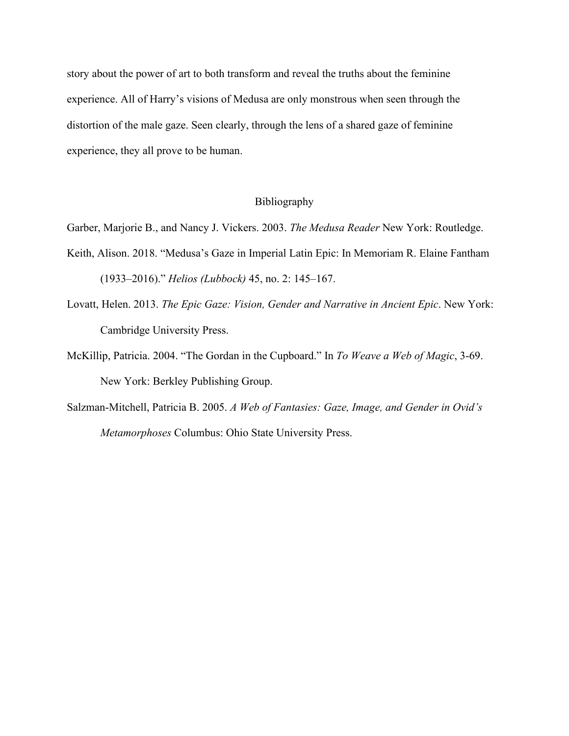story about the power of art to both transform and reveal the truths about the feminine experience. All of Harry's visions of Medusa are only monstrous when seen through the distortion of the male gaze. Seen clearly, through the lens of a shared gaze of feminine experience, they all prove to be human.

## Bibliography

Garber, Marjorie B., and Nancy J. Vickers. 2003. *The Medusa Reader* New York: Routledge.

Keith, Alison. 2018. "Medusa's Gaze in Imperial Latin Epic: In Memoriam R. Elaine Fantham (1933–2016)." *Helios (Lubbock)* 45, no. 2: 145–167.

Lovatt, Helen. 2013. *The Epic Gaze: Vision, Gender and Narrative in Ancient Epic*. New York: Cambridge University Press.

McKillip, Patricia. 2004. "The Gordan in the Cupboard." In *To Weave a Web of Magic*, 3-69. New York: Berkley Publishing Group.

Salzman-Mitchell, Patricia B. 2005. *A Web of Fantasies: Gaze, Image, and Gender in Ovid's Metamorphoses* Columbus: Ohio State University Press.